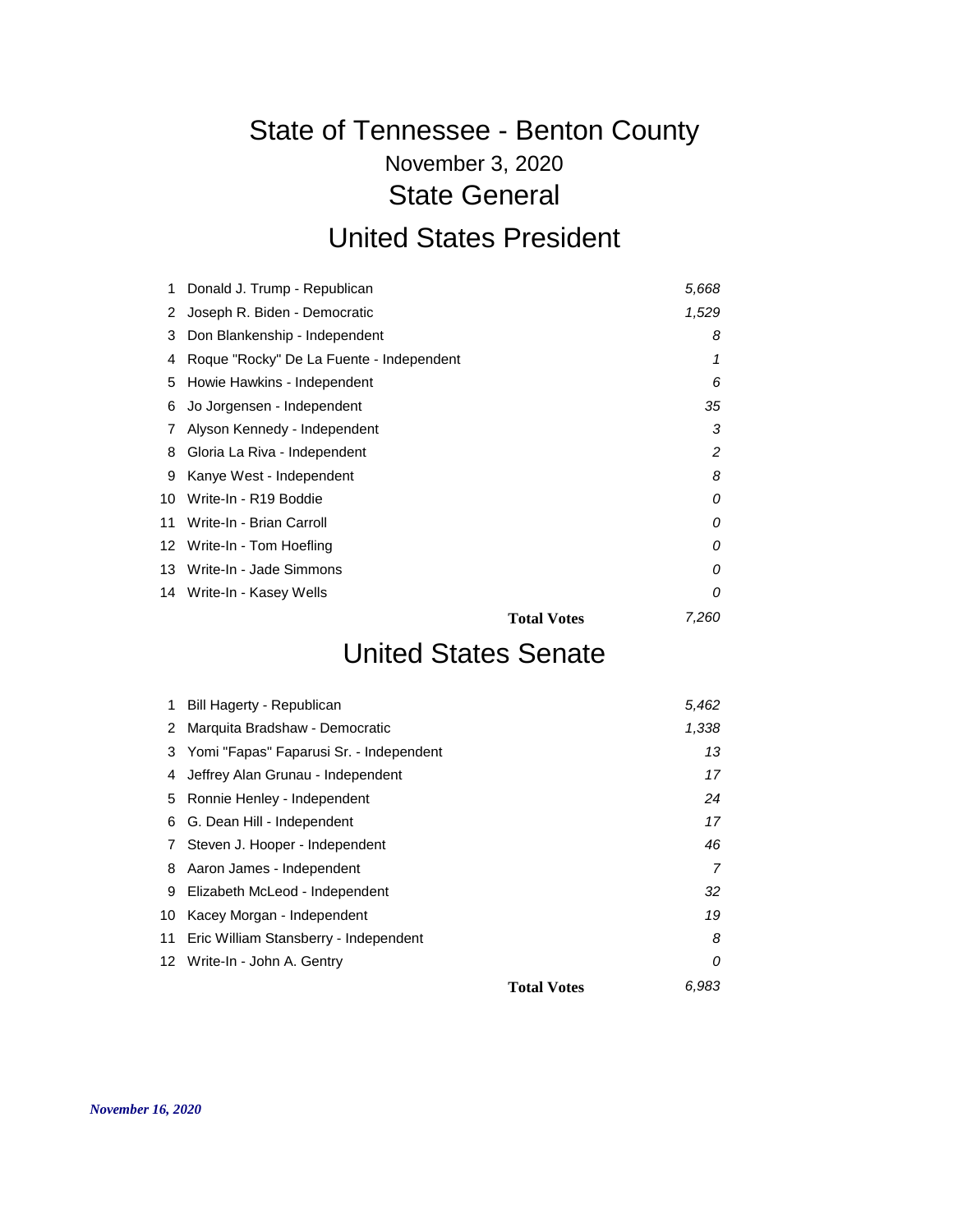# State of Tennessee - Benton County

November 3, 2020

## State General

## United States President

| # | Candidate | Votes |
|---|---|---|
| 1 | Donald J. Trump - Republican | *5,668* |
| 2 | Joseph R. Biden - Democratic | *1,529* |
| 3 | Don Blankenship - Independent | *8* |
| 4 | Roque "Rocky" De La Fuente - Independent | *1* |
| 5 | Howie Hawkins - Independent | *6* |
| 6 | Jo Jorgensen - Independent | *35* |
| 7 | Alyson Kennedy - Independent | *3* |
| 8 | Gloria La Riva - Independent | *2* |
| 9 | Kanye West - Independent | *8* |
| 10 | Write-In - R19 Boddie | *0* |
| 11 | Write-In - Brian Carroll | *0* |
| 12 | Write-In - Tom Hoefling | *0* |
| 13 | Write-In - Jade Simmons | *0* |
| 14 | Write-In - Kasey Wells | *0* |
| | **Total Votes** | *7,260* |

## United States Senate

| # | Candidate | Votes |
|---|---|---|
| 1 | Bill Hagerty - Republican | *5,462* |
| 2 | Marquita Bradshaw - Democratic | *1,338* |
| 3 | Yomi "Fapas" Faparusi Sr. - Independent | *13* |
| 4 | Jeffrey Alan Grunau - Independent | *17* |
| 5 | Ronnie Henley - Independent | *24* |
| 6 | G. Dean Hill - Independent | *17* |
| 7 | Steven J. Hooper - Independent | *46* |
| 8 | Aaron James - Independent | *7* |
| 9 | Elizabeth McLeod - Independent | *32* |
| 10 | Kacey Morgan - Independent | *19* |
| 11 | Eric William Stansberry - Independent | *8* |
| 12 | Write-In - John A. Gentry | *0* |
| | **Total Votes** | *6,983* |

***November 16, 2020***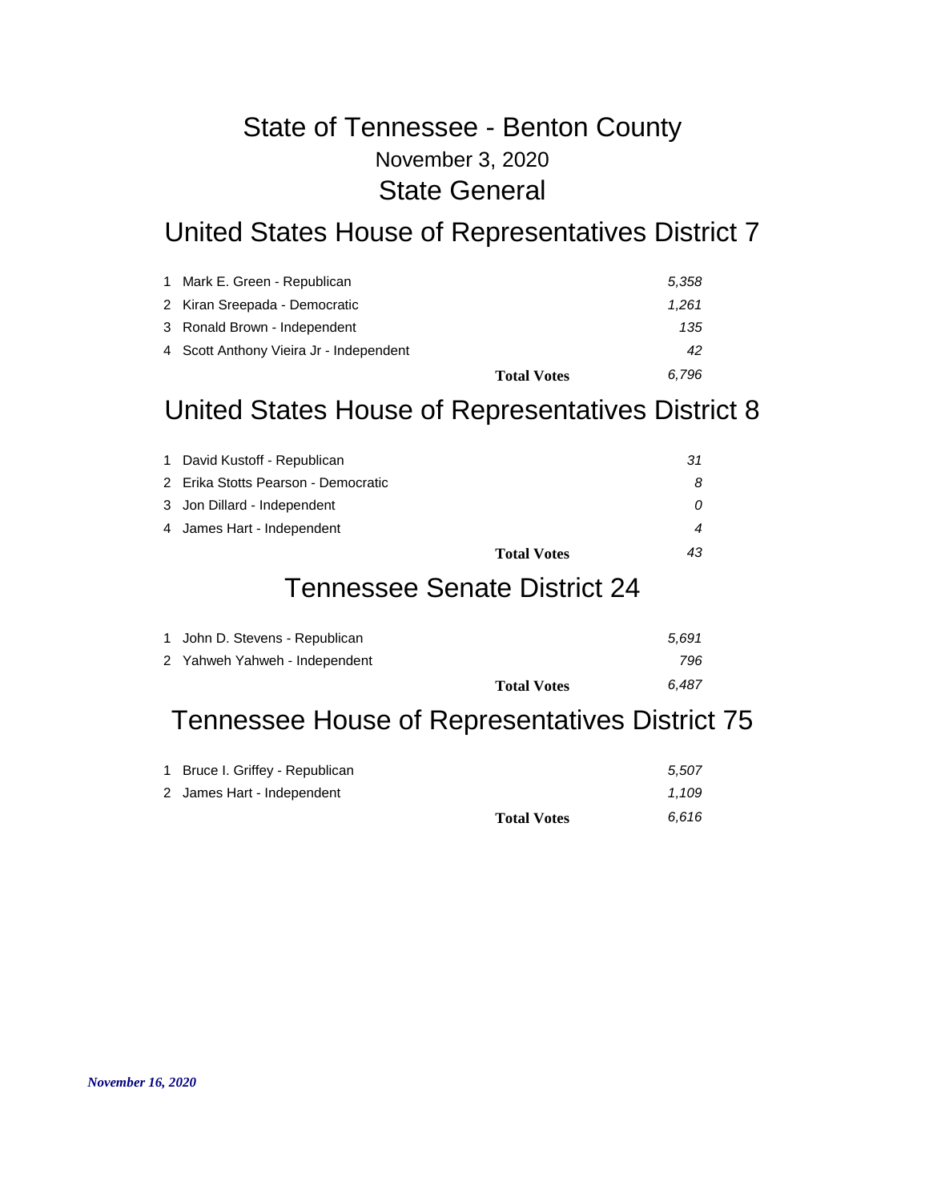# State of Tennessee - Benton County

November 3, 2020

State General

## United States House of Representatives District 7

| # | Candidate | Votes |
|---|---|---|
| 1 | Mark E. Green - Republican | *5,358* |
| 2 | Kiran Sreepada - Democratic | *1,261* |
| 3 | Ronald Brown - Independent | *135* |
| 4 | Scott Anthony Vieira Jr - Independent | *42* |
| | **Total Votes** | *6,796* |

## United States House of Representatives District 8

| # | Candidate | Votes |
|---|---|---|
| 1 | David Kustoff - Republican | *31* |
| 2 | Erika Stotts Pearson - Democratic | *8* |
| 3 | Jon Dillard - Independent | *0* |
| 4 | James Hart - Independent | *4* |
| | **Total Votes** | *43* |

## Tennessee Senate District 24

| # | Candidate | Votes |
|---|---|---|
| 1 | John D. Stevens - Republican | *5,691* |
| 2 | Yahweh Yahweh - Independent | *796* |
| | **Total Votes** | *6,487* |

## Tennessee House of Representatives District 75

| # | Candidate | Votes |
|---|---|---|
| 1 | Bruce I. Griffey - Republican | *5,507* |
| 2 | James Hart - Independent | *1,109* |
| | **Total Votes** | *6,616* |

***November 16, 2020***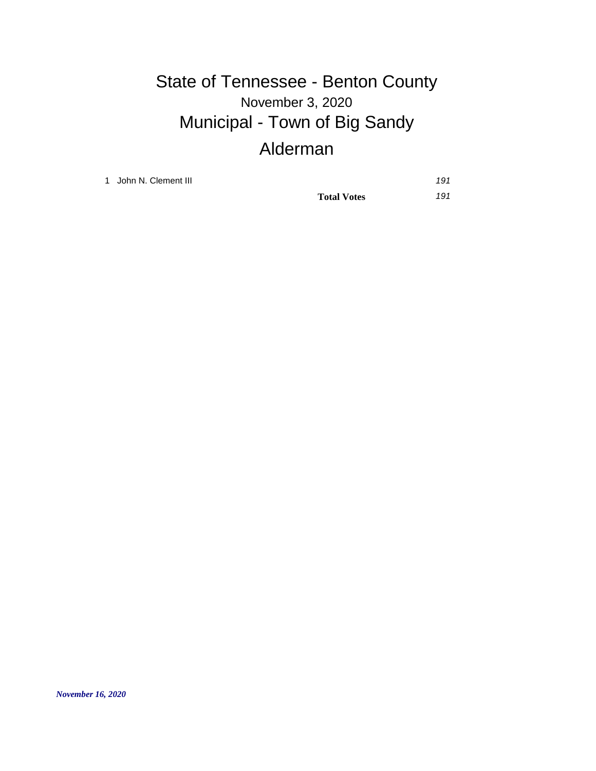# State of Tennessee - Benton County

## November 3, 2020

## Municipal - Town of Big Sandy

## Alderman

| | Candidate | | Votes |
|---|---|---|---|
| 1 | John N. Clement III | | *191* |
| | | **Total Votes** | *191* |

*November 16, 2020*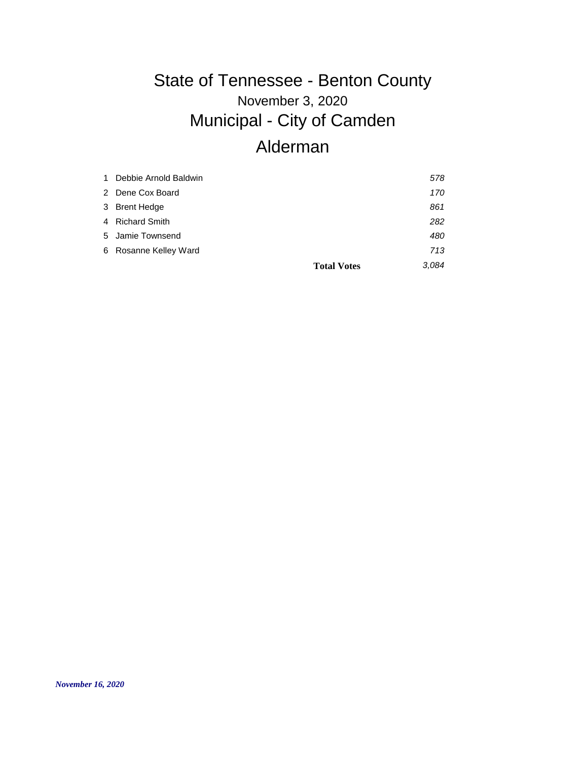# State of Tennessee - Benton County

November 3, 2020

## Municipal - City of Camden

## Alderman

| | | | |
|---|---|---|---|
| 1 | Debbie Arnold Baldwin | | *578* |
| 2 | Dene Cox Board | | *170* |
| 3 | Brent Hedge | | *861* |
| 4 | Richard Smith | | *282* |
| 5 | Jamie Townsend | | *480* |
| 6 | Rosanne Kelley Ward | | *713* |
| | | **Total Votes** | *3,084* |

***November 16, 2020***